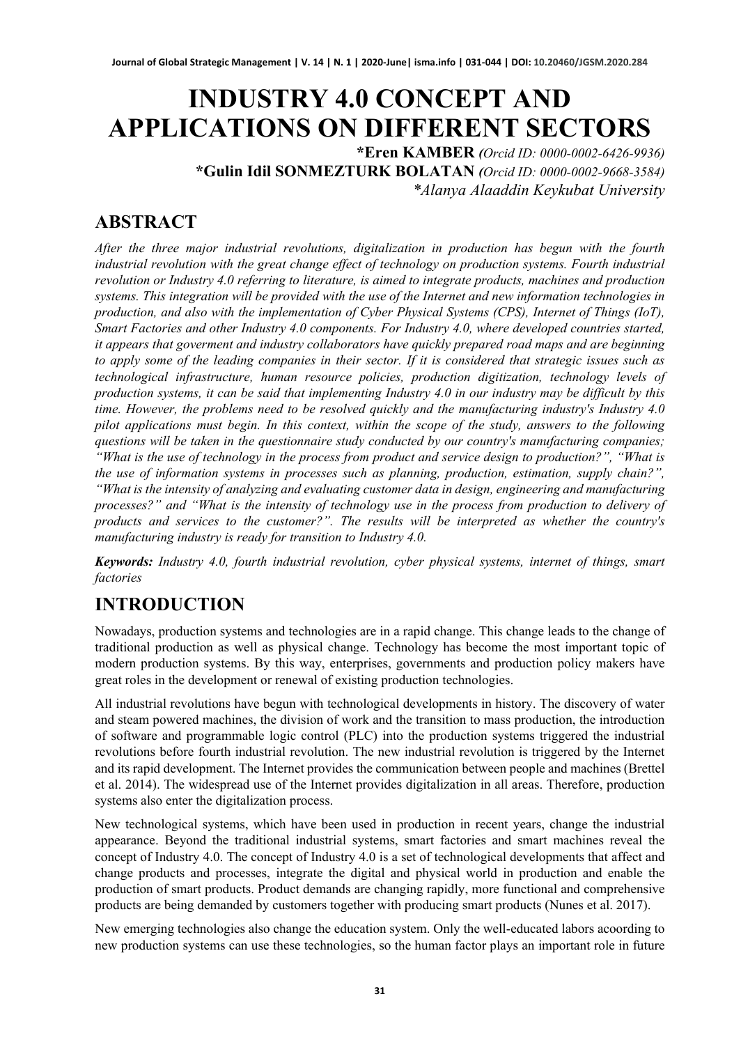# INDUSTRY 4.0 CONCEPT AND APPLICATIONS ON DIFFERENT SECTORS

**\*Eren KAMBER** *(Orcid ID: 0000-0002-6426-9936)*

**\*Gulin Idil SONMEZTURK BOLATAN** *(Orcid ID: 0000-0002-9668-3584)*

*\*Alanya Alaaddin Keykubat University*

## ABSTRACT

*After the three major industrial revolutions, digitalization in production has begun with the fourth industrial revolution with the great change effect of technology on production systems. Fourth industrial revolution or Industry 4.0 referring to literature, is aimed to integrate products, machines and production systems. This integration will be provided with the use of the Internet and new information technologies in production, and also with the implementation of Cyber Physical Systems (CPS), Internet of Things (IoT), Smart Factories and other Industry 4.0 components. For Industry 4.0, where developed countries started, it appears that goverment and industry collaborators have quickly prepared road maps and are beginning to apply some of the leading companies in their sector. If it is considered that strategic issues such as technological infrastructure, human resource policies, production digitization, technology levels of production systems, it can be said that implementing Industry 4.0 in our industry may be difficult by this time. However, the problems need to be resolved quickly and the manufacturing industry's Industry 4.0 pilot applications must begin. In this context, within the scope of the study, answers to the following questions will be taken in the questionnaire study conducted by our country's manufacturing companies; "What is the use of technology in the process from product and service design to production?", "What is the use of information systems in processes such as planning, production, estimation, supply chain?", "What is the intensity of analyzing and evaluating customer data in design, engineering and manufacturing processes?" and "What is the intensity of technology use in the process from production to delivery of products and services to the customer?". The results will be interpreted as whether the country's manufacturing industry is ready for transition to Industry 4.0.*

***Keywords:** Industry 4.0, fourth industrial revolution, cyber physical systems, internet of things, smart factories*

## INTRODUCTION

Nowadays, production systems and technologies are in a rapid change. This change leads to the change of traditional production as well as physical change. Technology has become the most important topic of modern production systems. By this way, enterprises, governments and production policy makers have great roles in the development or renewal of existing production technologies.

All industrial revolutions have begun with technological developments in history. The discovery of water and steam powered machines, the division of work and the transition to mass production, the introduction of software and programmable logic control (PLC) into the production systems triggered the industrial revolutions before fourth industrial revolution. The new industrial revolution is triggered by the Internet and its rapid development. The Internet provides the communication between people and machines (Brettel et al. 2014). The widespread use of the Internet provides digitalization in all areas. Therefore, production systems also enter the digitalization process.

New technological systems, which have been used in production in recent years, change the industrial appearance. Beyond the traditional industrial systems, smart factories and smart machines reveal the concept of Industry 4.0. The concept of Industry 4.0 is a set of technological developments that affect and change products and processes, integrate the digital and physical world in production and enable the production of smart products. Product demands are changing rapidly, more functional and comprehensive products are being demanded by customers together with producing smart products (Nunes et al. 2017).

New emerging technologies also change the education system. Only the well-educated labors acoording to new production systems can use these technologies, so the human factor plays an important role in future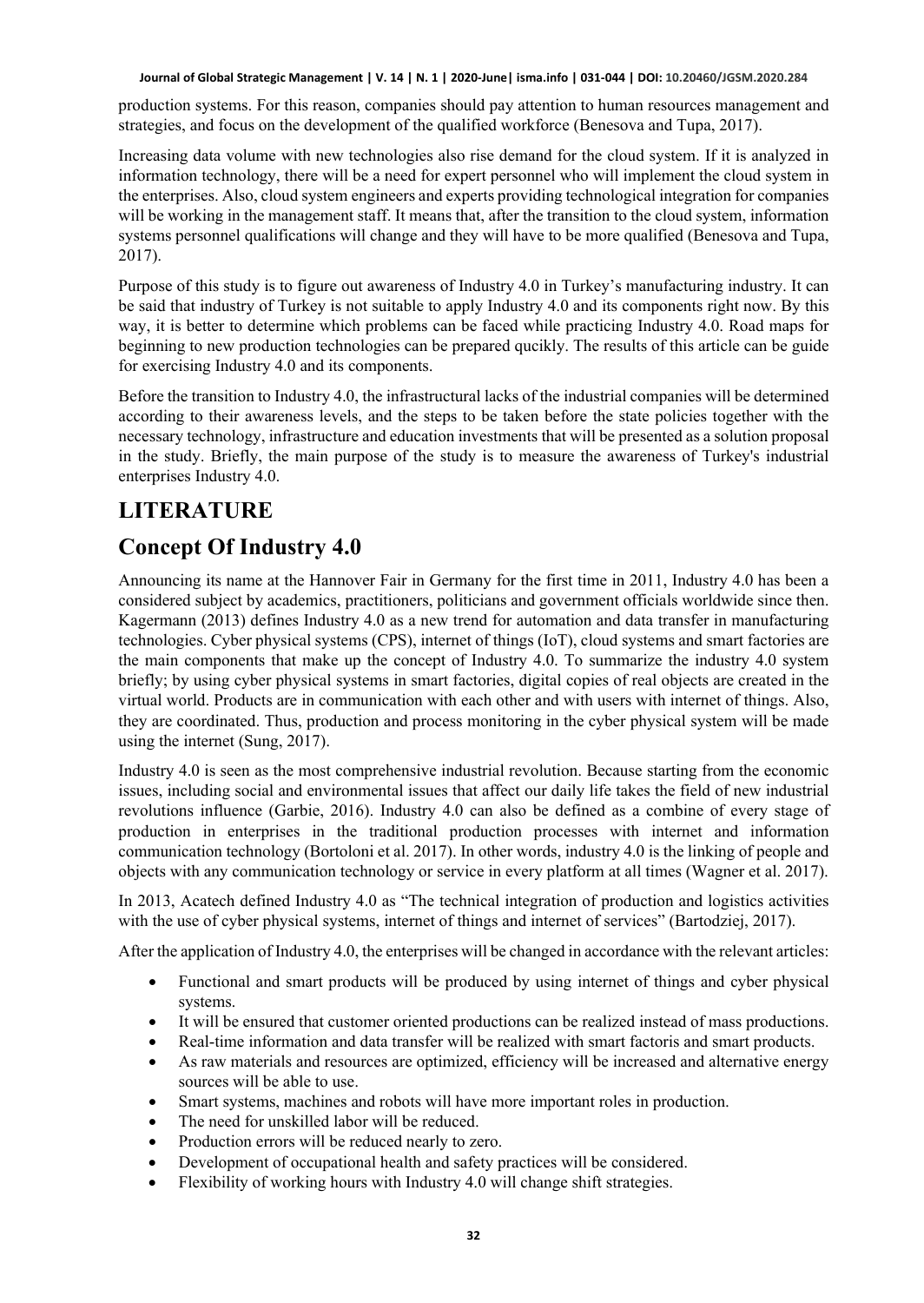production systems. For this reason, companies should pay attention to human resources management and strategies, and focus on the development of the qualified workforce (Benesova and Tupa, 2017).

Increasing data volume with new technologies also rise demand for the cloud system. If it is analyzed in information technology, there will be a need for expert personnel who will implement the cloud system in the enterprises. Also, cloud system engineers and experts providing technological integration for companies will be working in the management staff. It means that, after the transition to the cloud system, information systems personnel qualifications will change and they will have to be more qualified (Benesova and Tupa, 2017).

Purpose of this study is to figure out awareness of Industry 4.0 in Turkey's manufacturing industry. It can be said that industry of Turkey is not suitable to apply Industry 4.0 and its components right now. By this way, it is better to determine which problems can be faced while practicing Industry 4.0. Road maps for beginning to new production technologies can be prepared qucikly. The results of this article can be guide for exercising Industry 4.0 and its components.

Before the transition to Industry 4.0, the infrastructural lacks of the industrial companies will be determined according to their awareness levels, and the steps to be taken before the state policies together with the necessary technology, infrastructure and education investments that will be presented as a solution proposal in the study. Briefly, the main purpose of the study is to measure the awareness of Turkey's industrial enterprises Industry 4.0.

# LITERATURE

## Concept Of Industry 4.0

Announcing its name at the Hannover Fair in Germany for the first time in 2011, Industry 4.0 has been a considered subject by academics, practitioners, politicians and government officials worldwide since then. Kagermann (2013) defines Industry 4.0 as a new trend for automation and data transfer in manufacturing technologies. Cyber physical systems (CPS), internet of things (IoT), cloud systems and smart factories are the main components that make up the concept of Industry 4.0. To summarize the industry 4.0 system briefly; by using cyber physical systems in smart factories, digital copies of real objects are created in the virtual world. Products are in communication with each other and with users with internet of things. Also, they are coordinated. Thus, production and process monitoring in the cyber physical system will be made using the internet (Sung, 2017).

Industry 4.0 is seen as the most comprehensive industrial revolution. Because starting from the economic issues, including social and environmental issues that affect our daily life takes the field of new industrial revolutions influence (Garbie, 2016). Industry 4.0 can also be defined as a combine of every stage of production in enterprises in the traditional production processes with internet and information communication technology (Bortoloni et al. 2017). In other words, industry 4.0 is the linking of people and objects with any communication technology or service in every platform at all times (Wagner et al. 2017).

In 2013, Acatech defined Industry 4.0 as "The technical integration of production and logistics activities with the use of cyber physical systems, internet of things and internet of services" (Bartodziej, 2017).

After the application of Industry 4.0, the enterprises will be changed in accordance with the relevant articles:

- Functional and smart products will be produced by using internet of things and cyber physical systems.
- It will be ensured that customer oriented productions can be realized instead of mass productions.
- Real-time information and data transfer will be realized with smart factoris and smart products.
- As raw materials and resources are optimized, efficiency will be increased and alternative energy sources will be able to use.
- Smart systems, machines and robots will have more important roles in production.
- The need for unskilled labor will be reduced.
- Production errors will be reduced nearly to zero.
- Development of occupational health and safety practices will be considered.
- Flexibility of working hours with Industry 4.0 will change shift strategies.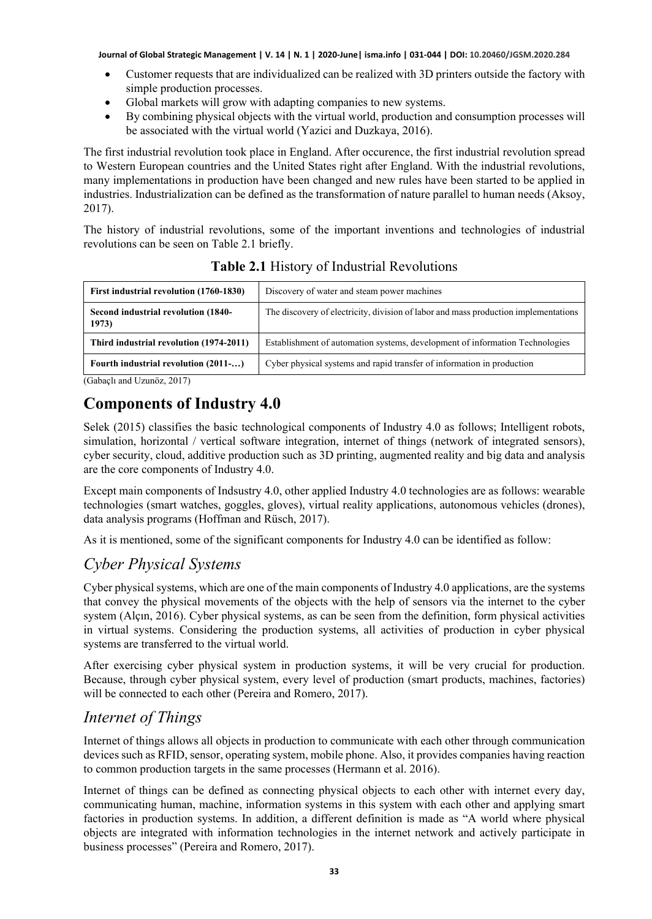- Customer requests that are individualized can be realized with 3D printers outside the factory with simple production processes.
- Global markets will grow with adapting companies to new systems.
- By combining physical objects with the virtual world, production and consumption processes will be associated with the virtual world (Yazici and Duzkaya, 2016).

The first industrial revolution took place in England. After occurence, the first industrial revolution spread to Western European countries and the United States right after England. With the industrial revolutions, many implementations in production have been changed and new rules have been started to be applied in industries. Industrialization can be defined as the transformation of nature parallel to human needs (Aksoy, 2017).

The history of industrial revolutions, some of the important inventions and technologies of industrial revolutions can be seen on Table 2.1 briefly.

**Table 2.1** History of Industrial Revolutions

| | |
|---|---|
| **First industrial revolution (1760-1830)** | Discovery of water and steam power machines |
| **Second industrial revolution (1840-1973)** | The discovery of electricity, division of labor and mass production implementations |
| **Third industrial revolution (1974-2011)** | Establishment of automation systems, development of information Technologies |
| **Fourth industrial revolution (2011-…)** | Cyber physical systems and rapid transfer of information in production |

(Gabaçlı and Uzunöz, 2017)

# Components of Industry 4.0

Selek (2015) classifies the basic technological components of Industry 4.0 as follows; Intelligent robots, simulation, horizontal / vertical software integration, internet of things (network of integrated sensors), cyber security, cloud, additive production such as 3D printing, augmented reality and big data and analysis are the core components of Industry 4.0.

Except main components of Indsustry 4.0, other applied Industry 4.0 technologies are as follows: wearable technologies (smart watches, goggles, gloves), virtual reality applications, autonomous vehicles (drones), data analysis programs (Hoffman and Rüsch, 2017).

As it is mentioned, some of the significant components for Industry 4.0 can be identified as follow:

## *Cyber Physical Systems*

Cyber physical systems, which are one of the main components of Industry 4.0 applications, are the systems that convey the physical movements of the objects with the help of sensors via the internet to the cyber system (Alçın, 2016). Cyber physical systems, as can be seen from the definition, form physical activities in virtual systems. Considering the production systems, all activities of production in cyber physical systems are transferred to the virtual world.

After exercising cyber physical system in production systems, it will be very crucial for production. Because, through cyber physical system, every level of production (smart products, machines, factories) will be connected to each other (Pereira and Romero, 2017).

## *Internet of Things*

Internet of things allows all objects in production to communicate with each other through communication devices such as RFID, sensor, operating system, mobile phone. Also, it provides companies having reaction to common production targets in the same processes (Hermann et al. 2016).

Internet of things can be defined as connecting physical objects to each other with internet every day, communicating human, machine, information systems in this system with each other and applying smart factories in production systems. In addition, a different definition is made as "A world where physical objects are integrated with information technologies in the internet network and actively participate in business processes" (Pereira and Romero, 2017).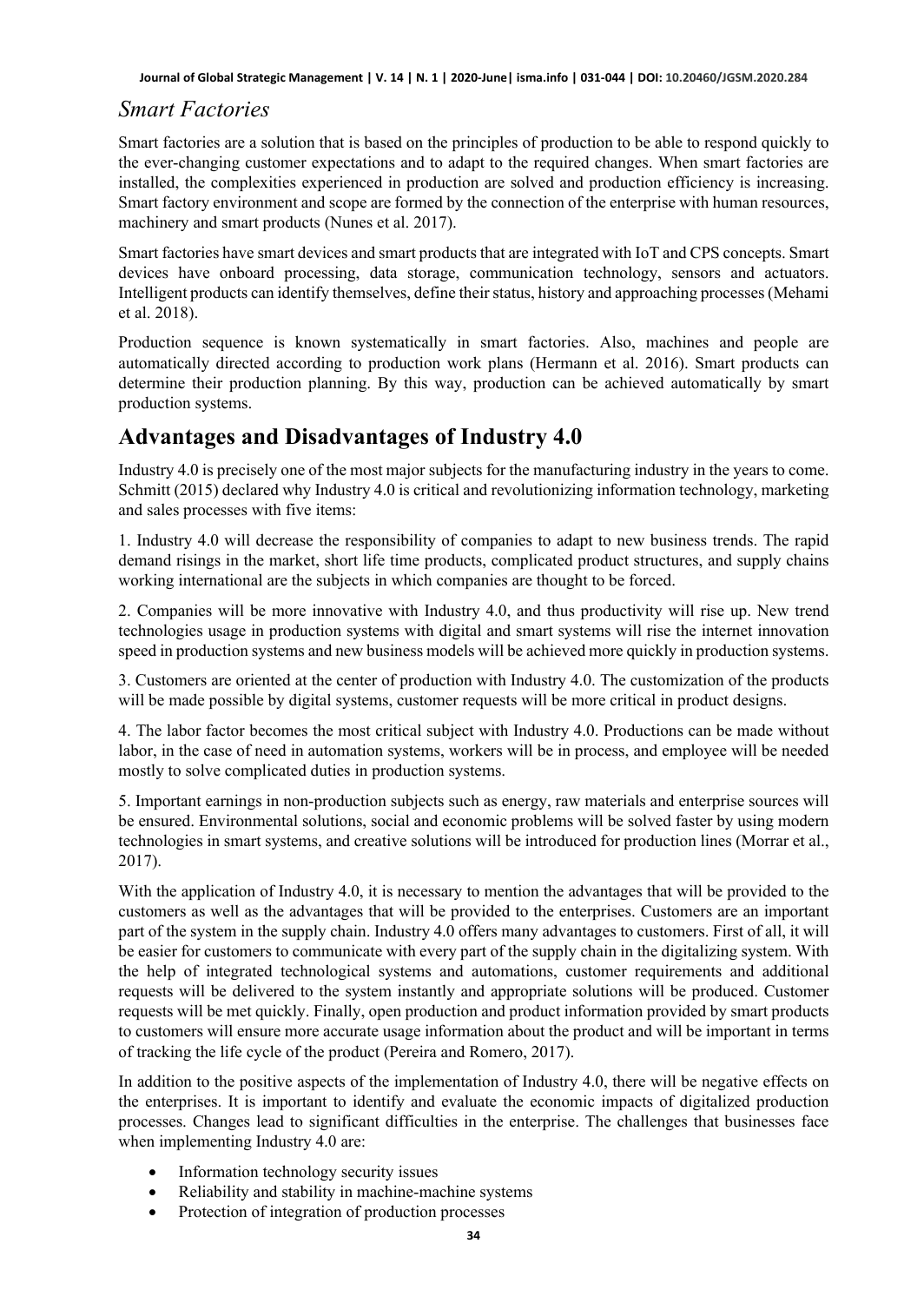## *Smart Factories*

Smart factories are a solution that is based on the principles of production to be able to respond quickly to the ever-changing customer expectations and to adapt to the required changes. When smart factories are installed, the complexities experienced in production are solved and production efficiency is increasing. Smart factory environment and scope are formed by the connection of the enterprise with human resources, machinery and smart products (Nunes et al. 2017).

Smart factories have smart devices and smart products that are integrated with IoT and CPS concepts. Smart devices have onboard processing, data storage, communication technology, sensors and actuators. Intelligent products can identify themselves, define their status, history and approaching processes (Mehami et al. 2018).

Production sequence is known systematically in smart factories. Also, machines and people are automatically directed according to production work plans (Hermann et al. 2016). Smart products can determine their production planning. By this way, production can be achieved automatically by smart production systems.

# Advantages and Disadvantages of Industry 4.0

Industry 4.0 is precisely one of the most major subjects for the manufacturing industry in the years to come. Schmitt (2015) declared why Industry 4.0 is critical and revolutionizing information technology, marketing and sales processes with five items:

1. Industry 4.0 will decrease the responsibility of companies to adapt to new business trends. The rapid demand risings in the market, short life time products, complicated product structures, and supply chains working international are the subjects in which companies are thought to be forced.

2. Companies will be more innovative with Industry 4.0, and thus productivity will rise up. New trend technologies usage in production systems with digital and smart systems will rise the internet innovation speed in production systems and new business models will be achieved more quickly in production systems.

3. Customers are oriented at the center of production with Industry 4.0. The customization of the products will be made possible by digital systems, customer requests will be more critical in product designs.

4. The labor factor becomes the most critical subject with Industry 4.0. Productions can be made without labor, in the case of need in automation systems, workers will be in process, and employee will be needed mostly to solve complicated duties in production systems.

5. Important earnings in non-production subjects such as energy, raw materials and enterprise sources will be ensured. Environmental solutions, social and economic problems will be solved faster by using modern technologies in smart systems, and creative solutions will be introduced for production lines (Morrar et al., 2017).

With the application of Industry 4.0, it is necessary to mention the advantages that will be provided to the customers as well as the advantages that will be provided to the enterprises. Customers are an important part of the system in the supply chain. Industry 4.0 offers many advantages to customers. First of all, it will be easier for customers to communicate with every part of the supply chain in the digitalizing system. With the help of integrated technological systems and automations, customer requirements and additional requests will be delivered to the system instantly and appropriate solutions will be produced. Customer requests will be met quickly. Finally, open production and product information provided by smart products to customers will ensure more accurate usage information about the product and will be important in terms of tracking the life cycle of the product (Pereira and Romero, 2017).

In addition to the positive aspects of the implementation of Industry 4.0, there will be negative effects on the enterprises. It is important to identify and evaluate the economic impacts of digitalized production processes. Changes lead to significant difficulties in the enterprise. The challenges that businesses face when implementing Industry 4.0 are:

- Information technology security issues
- Reliability and stability in machine-machine systems
- Protection of integration of production processes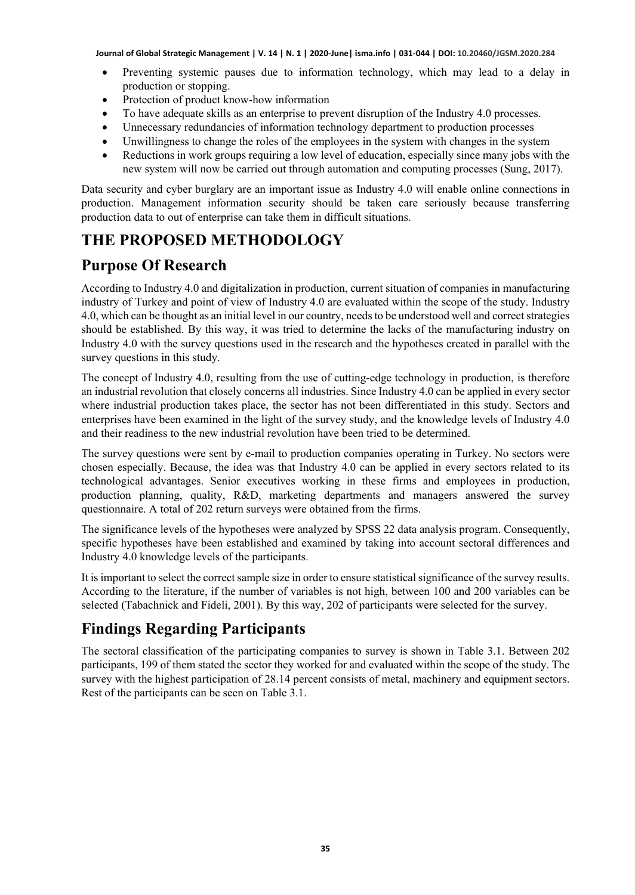- Preventing systemic pauses due to information technology, which may lead to a delay in production or stopping.
- Protection of product know-how information
- To have adequate skills as an enterprise to prevent disruption of the Industry 4.0 processes.
- Unnecessary redundancies of information technology department to production processes
- Unwillingness to change the roles of the employees in the system with changes in the system
- Reductions in work groups requiring a low level of education, especially since many jobs with the new system will now be carried out through automation and computing processes (Sung, 2017).

Data security and cyber burglary are an important issue as Industry 4.0 will enable online connections in production. Management information security should be taken care seriously because transferring production data to out of enterprise can take them in difficult situations.

# THE PROPOSED METHODOLOGY

## Purpose Of Research

According to Industry 4.0 and digitalization in production, current situation of companies in manufacturing industry of Turkey and point of view of Industry 4.0 are evaluated within the scope of the study. Industry 4.0, which can be thought as an initial level in our country, needs to be understood well and correct strategies should be established. By this way, it was tried to determine the lacks of the manufacturing industry on Industry 4.0 with the survey questions used in the research and the hypotheses created in parallel with the survey questions in this study.

The concept of Industry 4.0, resulting from the use of cutting-edge technology in production, is therefore an industrial revolution that closely concerns all industries. Since Industry 4.0 can be applied in every sector where industrial production takes place, the sector has not been differentiated in this study. Sectors and enterprises have been examined in the light of the survey study, and the knowledge levels of Industry 4.0 and their readiness to the new industrial revolution have been tried to be determined.

The survey questions were sent by e-mail to production companies operating in Turkey. No sectors were chosen especially. Because, the idea was that Industry 4.0 can be applied in every sectors related to its technological advantages. Senior executives working in these firms and employees in production, production planning, quality, R&D, marketing departments and managers answered the survey questionnaire. A total of 202 return surveys were obtained from the firms.

The significance levels of the hypotheses were analyzed by SPSS 22 data analysis program. Consequently, specific hypotheses have been established and examined by taking into account sectoral differences and Industry 4.0 knowledge levels of the participants.

It is important to select the correct sample size in order to ensure statistical significance of the survey results. According to the literature, if the number of variables is not high, between 100 and 200 variables can be selected (Tabachnick and Fideli, 2001). By this way, 202 of participants were selected for the survey.

## Findings Regarding Participants

The sectoral classification of the participating companies to survey is shown in Table 3.1. Between 202 participants, 199 of them stated the sector they worked for and evaluated within the scope of the study. The survey with the highest participation of 28.14 percent consists of metal, machinery and equipment sectors. Rest of the participants can be seen on Table 3.1.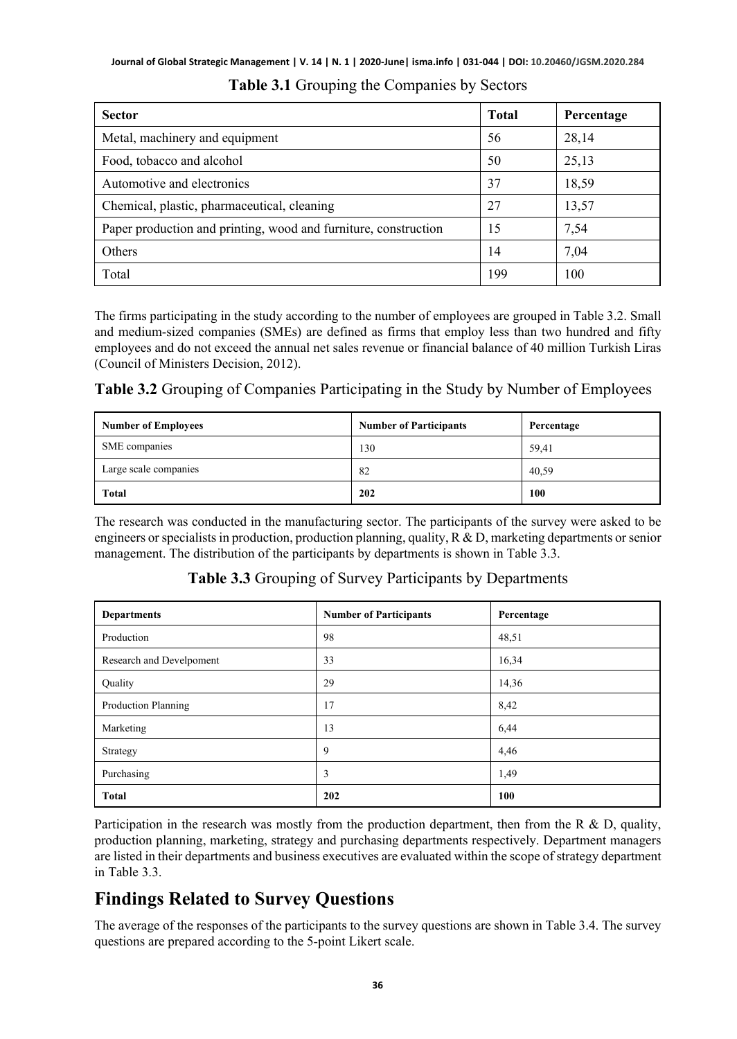**Table 3.1** Grouping the Companies by Sectors

| Sector | Total | Percentage |
|---|---|---|
| Metal, machinery and equipment | 56 | 28,14 |
| Food, tobacco and alcohol | 50 | 25,13 |
| Automotive and electronics | 37 | 18,59 |
| Chemical, plastic, pharmaceutical, cleaning | 27 | 13,57 |
| Paper production and printing, wood and furniture, construction | 15 | 7,54 |
| Others | 14 | 7,04 |
| Total | 199 | 100 |

The firms participating in the study according to the number of employees are grouped in Table 3.2. Small and medium-sized companies (SMEs) are defined as firms that employ less than two hundred and fifty employees and do not exceed the annual net sales revenue or financial balance of 40 million Turkish Liras (Council of Ministers Decision, 2012).

**Table 3.2** Grouping of Companies Participating in the Study by Number of Employees

| Number of Employees | Number of Participants | Percentage |
|---|---|---|
| SME companies | 130 | 59,41 |
| Large scale companies | 82 | 40,59 |
| **Total** | **202** | **100** |

The research was conducted in the manufacturing sector. The participants of the survey were asked to be engineers or specialists in production, production planning, quality, R & D, marketing departments or senior management. The distribution of the participants by departments is shown in Table 3.3.

**Table 3.3** Grouping of Survey Participants by Departments

| Departments | Number of Participants | Percentage |
|---|---|---|
| Production | 98 | 48,51 |
| Research and Develpoment | 33 | 16,34 |
| Quality | 29 | 14,36 |
| Production Planning | 17 | 8,42 |
| Marketing | 13 | 6,44 |
| Strategy | 9 | 4,46 |
| Purchasing | 3 | 1,49 |
| **Total** | **202** | **100** |

Participation in the research was mostly from the production department, then from the R & D, quality, production planning, marketing, strategy and purchasing departments respectively. Department managers are listed in their departments and business executives are evaluated within the scope of strategy department in Table 3.3.

## Findings Related to Survey Questions

The average of the responses of the participants to the survey questions are shown in Table 3.4. The survey questions are prepared according to the 5-point Likert scale.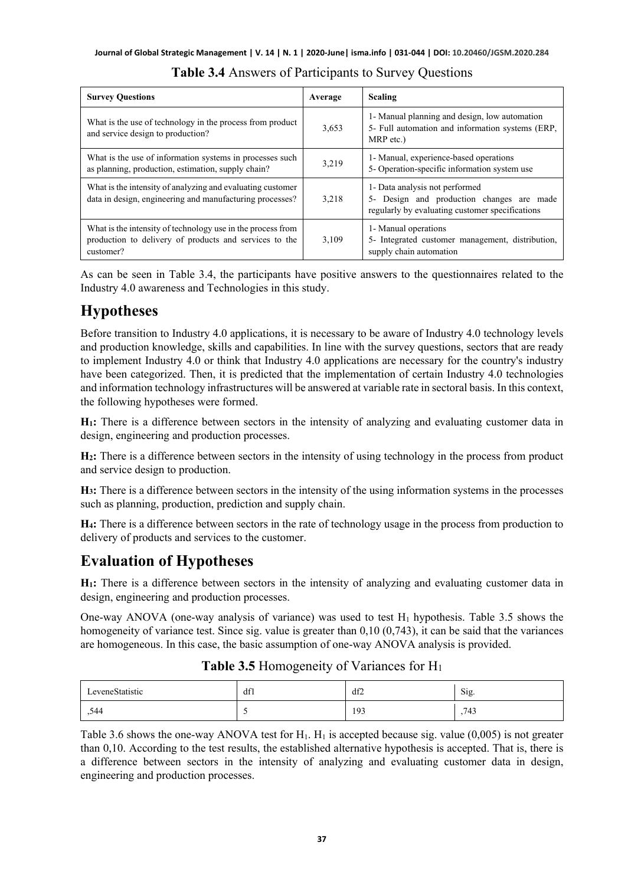**Table 3.4** Answers of Participants to Survey Questions

| Survey Questions | Average | Scaling |
|---|---|---|
| What is the use of technology in the process from product and service design to production? | 3,653 | 1- Manual planning and design, low automation<br>5- Full automation and information systems (ERP, MRP etc.) |
| What is the use of information systems in processes such as planning, production, estimation, supply chain? | 3,219 | 1- Manual, experience-based operations<br>5- Operation-specific information system use |
| What is the intensity of analyzing and evaluating customer data in design, engineering and manufacturing processes? | 3,218 | 1- Data analysis not performed<br>5- Design and production changes are made regularly by evaluating customer specifications |
| What is the intensity of technology use in the process from production to delivery of products and services to the customer? | 3,109 | 1- Manual operations<br>5- Integrated customer management, distribution, supply chain automation |

As can be seen in Table 3.4, the participants have positive answers to the questionnaires related to the Industry 4.0 awareness and Technologies in this study.

# Hypotheses

Before transition to Industry 4.0 applications, it is necessary to be aware of Industry 4.0 technology levels and production knowledge, skills and capabilities. In line with the survey questions, sectors that are ready to implement Industry 4.0 or think that Industry 4.0 applications are necessary for the country's industry have been categorized. Then, it is predicted that the implementation of certain Industry 4.0 technologies and information technology infrastructures will be answered at variable rate in sectoral basis. In this context, the following hypotheses were formed.

**$H_1$:** There is a difference between sectors in the intensity of analyzing and evaluating customer data in design, engineering and production processes.

**$H_2$:** There is a difference between sectors in the intensity of using technology in the process from product and service design to production.

**$H_3$:** There is a difference between sectors in the intensity of the using information systems in the processes such as planning, production, prediction and supply chain.

**$H_4$:** There is a difference between sectors in the rate of technology usage in the process from production to delivery of products and services to the customer.

# Evaluation of Hypotheses

**$H_1$:** There is a difference between sectors in the intensity of analyzing and evaluating customer data in design, engineering and production processes.

One-way ANOVA (one-way analysis of variance) was used to test $H_1$ hypothesis. Table 3.5 shows the homogeneity of variance test. Since sig. value is greater than 0,10 (0,743), it can be said that the variances are homogeneous. In this case, the basic assumption of one-way ANOVA analysis is provided.

**Table 3.5** Homogeneity of Variances for $H_1$

| LeveneStatistic | df1 | df2 | Sig. |
|---|---|---|---|
| ,544 | 5 | 193 | ,743 |

Table 3.6 shows the one-way ANOVA test for $H_1$. $H_1$ is accepted because sig. value (0,005) is not greater than 0,10. According to the test results, the established alternative hypothesis is accepted. That is, there is a difference between sectors in the intensity of analyzing and evaluating customer data in design, engineering and production processes.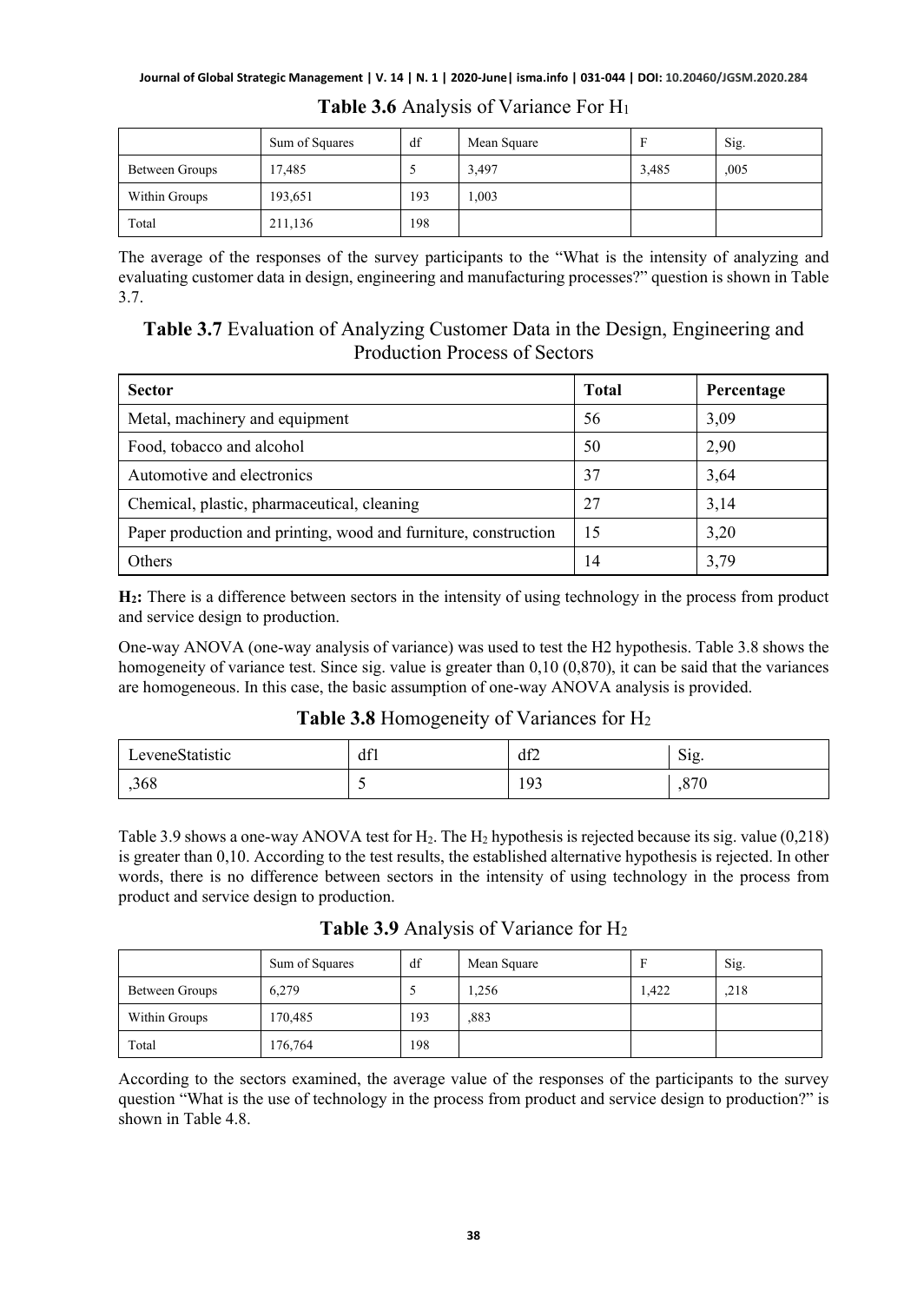**Table 3.6** Analysis of Variance For $H_1$

| | Sum of Squares | df | Mean Square | F | Sig. |
|---|---|---|---|---|---|
| Between Groups | 17,485 | 5 | 3,497 | 3,485 | ,005 |
| Within Groups | 193,651 | 193 | 1,003 | | |
| Total | 211,136 | 198 | | | |

The average of the responses of the survey participants to the "What is the intensity of analyzing and evaluating customer data in design, engineering and manufacturing processes?" question is shown in Table 3.7.

**Table 3.7** Evaluation of Analyzing Customer Data in the Design, Engineering and Production Process of Sectors

| Sector | Total | Percentage |
|---|---|---|
| Metal, machinery and equipment | 56 | 3,09 |
| Food, tobacco and alcohol | 50 | 2,90 |
| Automotive and electronics | 37 | 3,64 |
| Chemical, plastic, pharmaceutical, cleaning | 27 | 3,14 |
| Paper production and printing, wood and furniture, construction | 15 | 3,20 |
| Others | 14 | 3,79 |

**$H_2$:** There is a difference between sectors in the intensity of using technology in the process from product and service design to production.

One-way ANOVA (one-way analysis of variance) was used to test the H2 hypothesis. Table 3.8 shows the homogeneity of variance test. Since sig. value is greater than 0,10 (0,870), it can be said that the variances are homogeneous. In this case, the basic assumption of one-way ANOVA analysis is provided.

**Table 3.8** Homogeneity of Variances for $H_2$

| LeveneStatistic | df1 | df2 | Sig. |
|---|---|---|---|
| ,368 | 5 | 193 | ,870 |

Table 3.9 shows a one-way ANOVA test for $H_2$. The $H_2$ hypothesis is rejected because its sig. value (0,218) is greater than 0,10. According to the test results, the established alternative hypothesis is rejected. In other words, there is no difference between sectors in the intensity of using technology in the process from product and service design to production.

**Table 3.9** Analysis of Variance for $H_2$

| | Sum of Squares | df | Mean Square | F | Sig. |
|---|---|---|---|---|---|
| Between Groups | 6,279 | 5 | 1,256 | 1,422 | ,218 |
| Within Groups | 170,485 | 193 | ,883 | | |
| Total | 176,764 | 198 | | | |

According to the sectors examined, the average value of the responses of the participants to the survey question "What is the use of technology in the process from product and service design to production?" is shown in Table 4.8.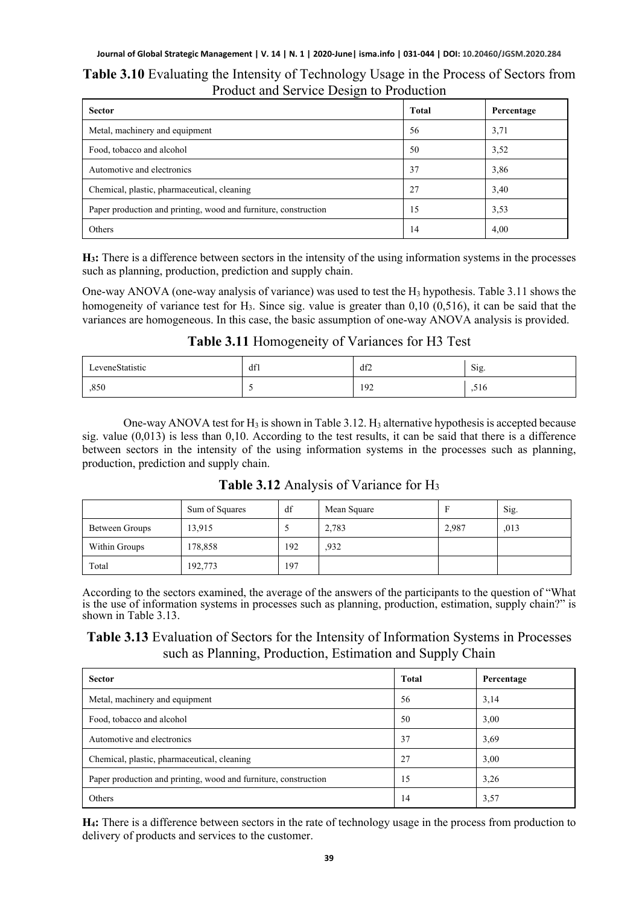**Table 3.10** Evaluating the Intensity of Technology Usage in the Process of Sectors from Product and Service Design to Production

| Sector | Total | Percentage |
|---|---|---|
| Metal, machinery and equipment | 56 | 3,71 |
| Food, tobacco and alcohol | 50 | 3,52 |
| Automotive and electronics | 37 | 3,86 |
| Chemical, plastic, pharmaceutical, cleaning | 27 | 3,40 |
| Paper production and printing, wood and furniture, construction | 15 | 3,53 |
| Others | 14 | 4,00 |

**$H_3$:** There is a difference between sectors in the intensity of the using information systems in the processes such as planning, production, prediction and supply chain.

One-way ANOVA (one-way analysis of variance) was used to test the $H_3$ hypothesis. Table 3.11 shows the homogeneity of variance test for $H_3$. Since sig. value is greater than 0,10 (0,516), it can be said that the variances are homogeneous. In this case, the basic assumption of one-way ANOVA analysis is provided.

**Table 3.11** Homogeneity of Variances for H3 Test

| LeveneStatistic | df1 | df2 | Sig. |
|---|---|---|---|
| ,850 | 5 | 192 | ,516 |

One-way ANOVA test for $H_3$ is shown in Table 3.12. $H_3$ alternative hypothesis is accepted because sig. value (0,013) is less than 0,10. According to the test results, it can be said that there is a difference between sectors in the intensity of the using information systems in the processes such as planning, production, prediction and supply chain.

**Table 3.12** Analysis of Variance for $H_3$

| | Sum of Squares | df | Mean Square | F | Sig. |
|---|---|---|---|---|---|
| Between Groups | 13,915 | 5 | 2,783 | 2,987 | ,013 |
| Within Groups | 178,858 | 192 | ,932 | | |
| Total | 192,773 | 197 | | | |

According to the sectors examined, the average of the answers of the participants to the question of "What is the use of information systems in processes such as planning, production, estimation, supply chain?" is shown in Table 3.13.

**Table 3.13** Evaluation of Sectors for the Intensity of Information Systems in Processes such as Planning, Production, Estimation and Supply Chain

| Sector | Total | Percentage |
|---|---|---|
| Metal, machinery and equipment | 56 | 3,14 |
| Food, tobacco and alcohol | 50 | 3,00 |
| Automotive and electronics | 37 | 3,69 |
| Chemical, plastic, pharmaceutical, cleaning | 27 | 3,00 |
| Paper production and printing, wood and furniture, construction | 15 | 3,26 |
| Others | 14 | 3,57 |

**$H_4$:** There is a difference between sectors in the rate of technology usage in the process from production to delivery of products and services to the customer.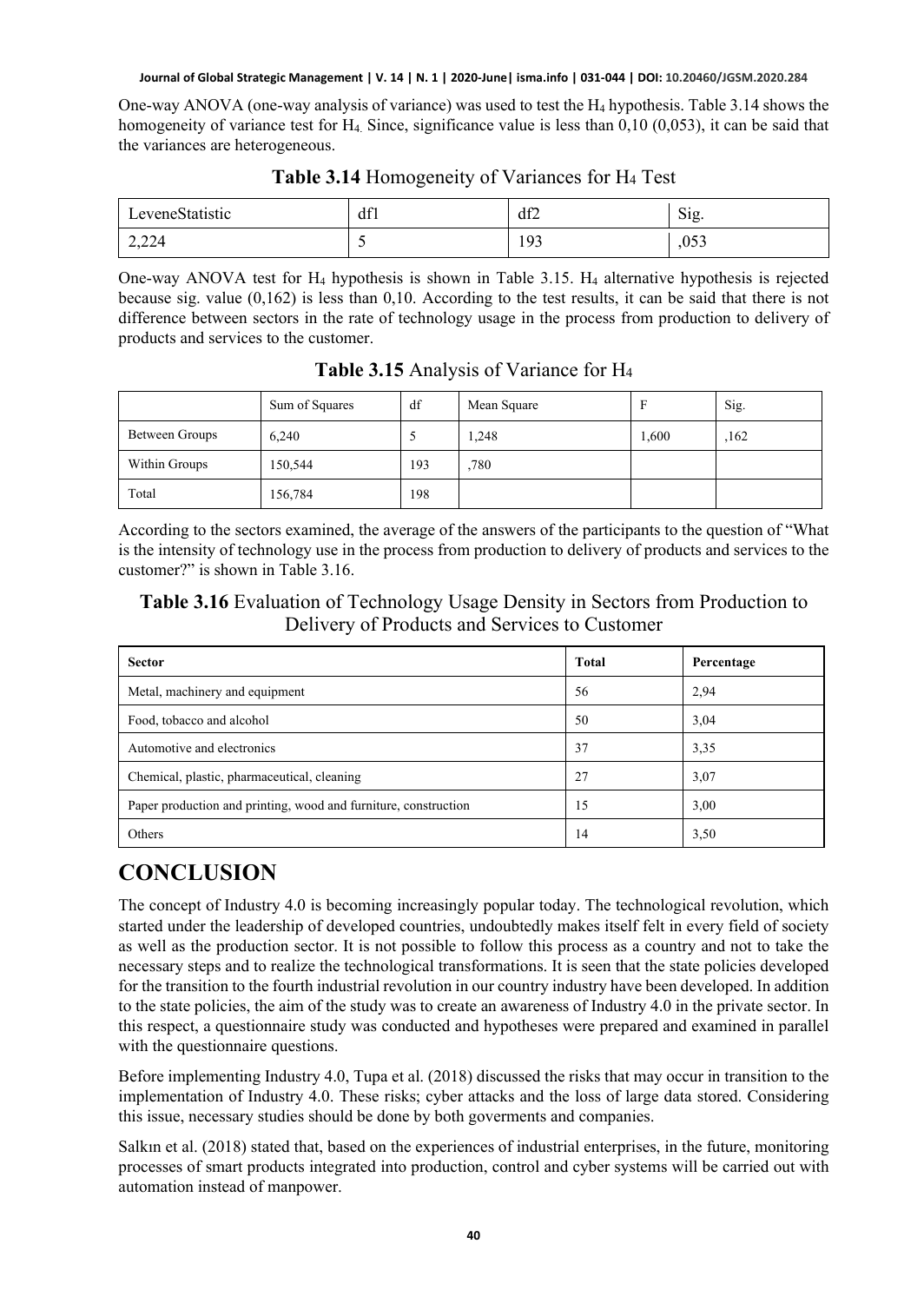One-way ANOVA (one-way analysis of variance) was used to test the $H_4$ hypothesis. Table 3.14 shows the homogeneity of variance test for $H_4$. Since, significance value is less than 0,10 (0,053), it can be said that the variances are heterogeneous.

**Table 3.14** Homogeneity of Variances for $H_4$ Test

| LeveneStatistic | df1 | df2 | Sig. |
|---|---|---|---|
| 2,224 | 5 | 193 | ,053 |

One-way ANOVA test for $H_4$ hypothesis is shown in Table 3.15. $H_4$ alternative hypothesis is rejected because sig. value (0,162) is less than 0,10. According to the test results, it can be said that there is not difference between sectors in the rate of technology usage in the process from production to delivery of products and services to the customer.

**Table 3.15** Analysis of Variance for $H_4$

| | Sum of Squares | df | Mean Square | F | Sig. |
|---|---|---|---|---|---|
| Between Groups | 6,240 | 5 | 1,248 | 1,600 | ,162 |
| Within Groups | 150,544 | 193 | ,780 | | |
| Total | 156,784 | 198 | | | |

According to the sectors examined, the average of the answers of the participants to the question of "What is the intensity of technology use in the process from production to delivery of products and services to the customer?" is shown in Table 3.16.

**Table 3.16** Evaluation of Technology Usage Density in Sectors from Production to Delivery of Products and Services to Customer

| **Sector** | **Total** | **Percentage** |
|---|---|---|
| Metal, machinery and equipment | 56 | 2,94 |
| Food, tobacco and alcohol | 50 | 3,04 |
| Automotive and electronics | 37 | 3,35 |
| Chemical, plastic, pharmaceutical, cleaning | 27 | 3,07 |
| Paper production and printing, wood and furniture, construction | 15 | 3,00 |
| Others | 14 | 3,50 |

# CONCLUSION

The concept of Industry 4.0 is becoming increasingly popular today. The technological revolution, which started under the leadership of developed countries, undoubtedly makes itself felt in every field of society as well as the production sector. It is not possible to follow this process as a country and not to take the necessary steps and to realize the technological transformations. It is seen that the state policies developed for the transition to the fourth industrial revolution in our country industry have been developed. In addition to the state policies, the aim of the study was to create an awareness of Industry 4.0 in the private sector. In this respect, a questionnaire study was conducted and hypotheses were prepared and examined in parallel with the questionnaire questions.

Before implementing Industry 4.0, Tupa et al. (2018) discussed the risks that may occur in transition to the implementation of Industry 4.0. These risks; cyber attacks and the loss of large data stored. Considering this issue, necessary studies should be done by both goverments and companies.

Salkın et al. (2018) stated that, based on the experiences of industrial enterprises, in the future, monitoring processes of smart products integrated into production, control and cyber systems will be carried out with automation instead of manpower.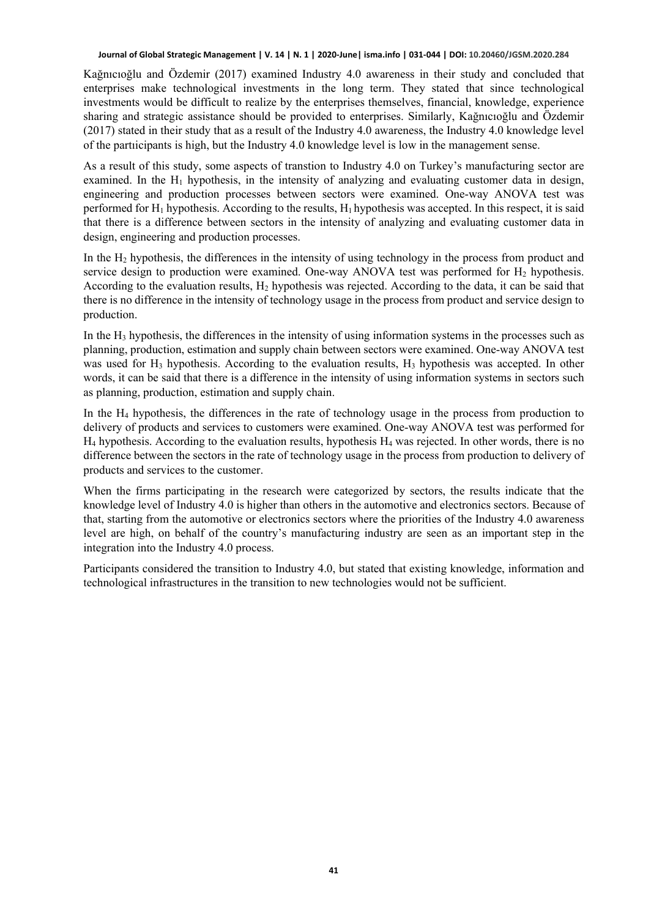Kağnıcıoğlu and Özdemir (2017) examined Industry 4.0 awareness in their study and concluded that enterprises make technological investments in the long term. They stated that since technological investments would be difficult to realize by the enterprises themselves, financial, knowledge, experience sharing and strategic assistance should be provided to enterprises. Similarly, Kağnıcıoğlu and Özdemir (2017) stated in their study that as a result of the Industry 4.0 awareness, the Industry 4.0 knowledge level of the partıicipants is high, but the Industry 4.0 knowledge level is low in the management sense.

As a result of this study, some aspects of transtion to Industry 4.0 on Turkey's manufacturing sector are examined. In the $H_1$ hypothesis, in the intensity of analyzing and evaluating customer data in design, engineering and production processes between sectors were examined. One-way ANOVA test was performed for $H_1$ hypothesis. According to the results, $H_1$ hypothesis was accepted. In this respect, it is said that there is a difference between sectors in the intensity of analyzing and evaluating customer data in design, engineering and production processes.

In the $H_2$ hypothesis, the differences in the intensity of using technology in the process from product and service design to production were examined. One-way ANOVA test was performed for $H_2$ hypothesis. According to the evaluation results, $H_2$ hypothesis was rejected. According to the data, it can be said that there is no difference in the intensity of technology usage in the process from product and service design to production.

In the $H_3$ hypothesis, the differences in the intensity of using information systems in the processes such as planning, production, estimation and supply chain between sectors were examined. One-way ANOVA test was used for $H_3$ hypothesis. According to the evaluation results, $H_3$ hypothesis was accepted. In other words, it can be said that there is a difference in the intensity of using information systems in sectors such as planning, production, estimation and supply chain.

In the $H_4$ hypothesis, the differences in the rate of technology usage in the process from production to delivery of products and services to customers were examined. One-way ANOVA test was performed for $H_4$ hypothesis. According to the evaluation results, hypothesis $H_4$ was rejected. In other words, there is no difference between the sectors in the rate of technology usage in the process from production to delivery of products and services to the customer.

When the firms participating in the research were categorized by sectors, the results indicate that the knowledge level of Industry 4.0 is higher than others in the automotive and electronics sectors. Because of that, starting from the automotive or electronics sectors where the priorities of the Industry 4.0 awareness level are high, on behalf of the country's manufacturing industry are seen as an important step in the integration into the Industry 4.0 process.

Participants considered the transition to Industry 4.0, but stated that existing knowledge, information and technological infrastructures in the transition to new technologies would not be sufficient.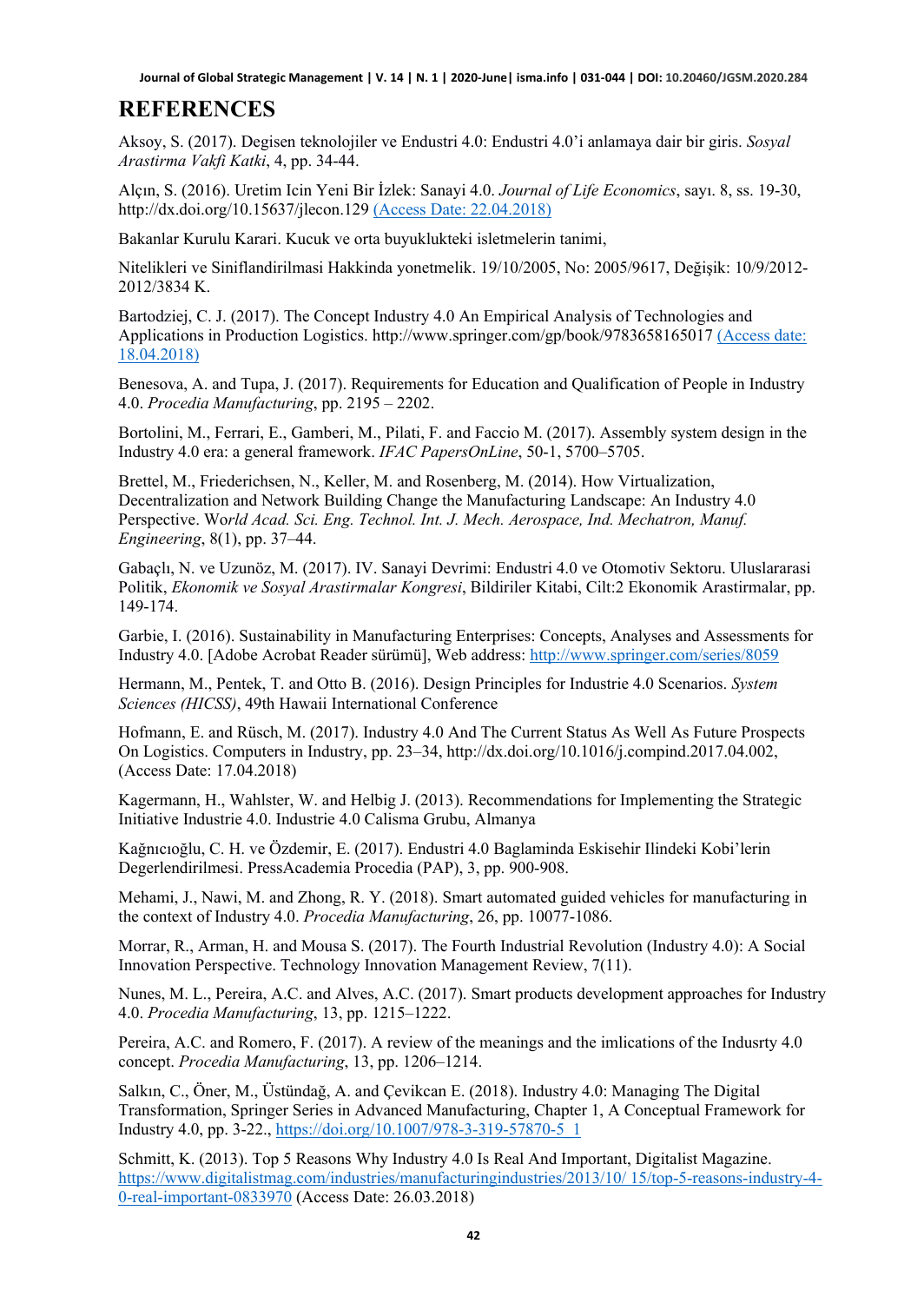# REFERENCES

Aksoy, S. (2017). Degisen teknolojiler ve Endustri 4.0: Endustri 4.0'i anlamaya dair bir giris. *Sosyal Arastirma Vakfi Katki*, 4, pp. 34-44.

Alçın, S. (2016). Uretim Icin Yeni Bir İzlek: Sanayi 4.0. *Journal of Life Economics*, sayı. 8, ss. 19-30, http://dx.doi.org/10.15637/jlecon.129 (Access Date: 22.04.2018)

Bakanlar Kurulu Karari. Kucuk ve orta buyuklukteki isletmelerin tanimi,

Nitelikleri ve Siniflandirilmasi Hakkinda yonetmelik. 19/10/2005, No: 2005/9617, Değişik: 10/9/2012-2012/3834 K.

Bartodziej, C. J. (2017). The Concept Industry 4.0 An Empirical Analysis of Technologies and Applications in Production Logistics. http://www.springer.com/gp/book/9783658165017 (Access date: 18.04.2018)

Benesova, A. and Tupa, J. (2017). Requirements for Education and Qualification of People in Industry 4.0. *Procedia Manufacturing*, pp. 2195 – 2202.

Bortolini, M., Ferrari, E., Gamberi, M., Pilati, F. and Faccio M. (2017). Assembly system design in the Industry 4.0 era: a general framework. *IFAC PapersOnLine*, 50-1, 5700–5705.

Brettel, M., Friederichsen, N., Keller, M. and Rosenberg, M. (2014). How Virtualization, Decentralization and Network Building Change the Manufacturing Landscape: An Industry 4.0 Perspective. Wo*rld Acad. Sci. Eng. Technol. Int. J. Mech. Aerospace, Ind. Mechatron, Manuf. Engineering*, 8(1), pp. 37–44.

Gabaçlı, N. ve Uzunöz, M. (2017). IV. Sanayi Devrimi: Endustri 4.0 ve Otomotiv Sektoru. Uluslararasi Politik, *Ekonomik ve Sosyal Arastirmalar Kongresi*, Bildiriler Kitabi, Cilt:2 Ekonomik Arastirmalar, pp. 149-174.

Garbie, I. (2016). Sustainability in Manufacturing Enterprises: Concepts, Analyses and Assessments for Industry 4.0. [Adobe Acrobat Reader sürümü], Web address: http://www.springer.com/series/8059

Hermann, M., Pentek, T. and Otto B. (2016). Design Principles for Industrie 4.0 Scenarios. *System Sciences (HICSS)*, 49th Hawaii International Conference

Hofmann, E. and Rüsch, M. (2017). Industry 4.0 And The Current Status As Well As Future Prospects On Logistics. Computers in Industry, pp. 23–34, http://dx.doi.org/10.1016/j.compind.2017.04.002, (Access Date: 17.04.2018)

Kagermann, H., Wahlster, W. and Helbig J. (2013). Recommendations for Implementing the Strategic Initiative Industrie 4.0. Industrie 4.0 Calisma Grubu, Almanya

Kağnıcıoğlu, C. H. ve Özdemir, E. (2017). Endustri 4.0 Baglaminda Eskisehir Ilindeki Kobi'lerin Degerlendirilmesi. PressAcademia Procedia (PAP), 3, pp. 900-908.

Mehami, J., Nawi, M. and Zhong, R. Y. (2018). Smart automated guided vehicles for manufacturing in the context of Industry 4.0. *Procedia Manufacturing*, 26, pp. 10077-1086.

Morrar, R., Arman, H. and Mousa S. (2017). The Fourth Industrial Revolution (Industry 4.0): A Social Innovation Perspective. Technology Innovation Management Review, 7(11).

Nunes, M. L., Pereira, A.C. and Alves, A.C. (2017). Smart products development approaches for Industry 4.0. *Procedia Manufacturing*, 13, pp. 1215–1222.

Pereira, A.C. and Romero, F. (2017). A review of the meanings and the imlications of the Indusrty 4.0 concept. *Procedia Manufacturing*, 13, pp. 1206–1214.

Salkın, C., Öner, M., Üstündağ, A. and Çevikcan E. (2018). Industry 4.0: Managing The Digital Transformation, Springer Series in Advanced Manufacturing, Chapter 1, A Conceptual Framework for Industry 4.0, pp. 3-22., https://doi.org/10.1007/978-3-319-57870-5_1

Schmitt, K. (2013). Top 5 Reasons Why Industry 4.0 Is Real And Important, Digitalist Magazine. https://www.digitalistmag.com/industries/manufacturingindustries/2013/10/ 15/top-5-reasons-industry-4-0-real-important-0833970 (Access Date: 26.03.2018)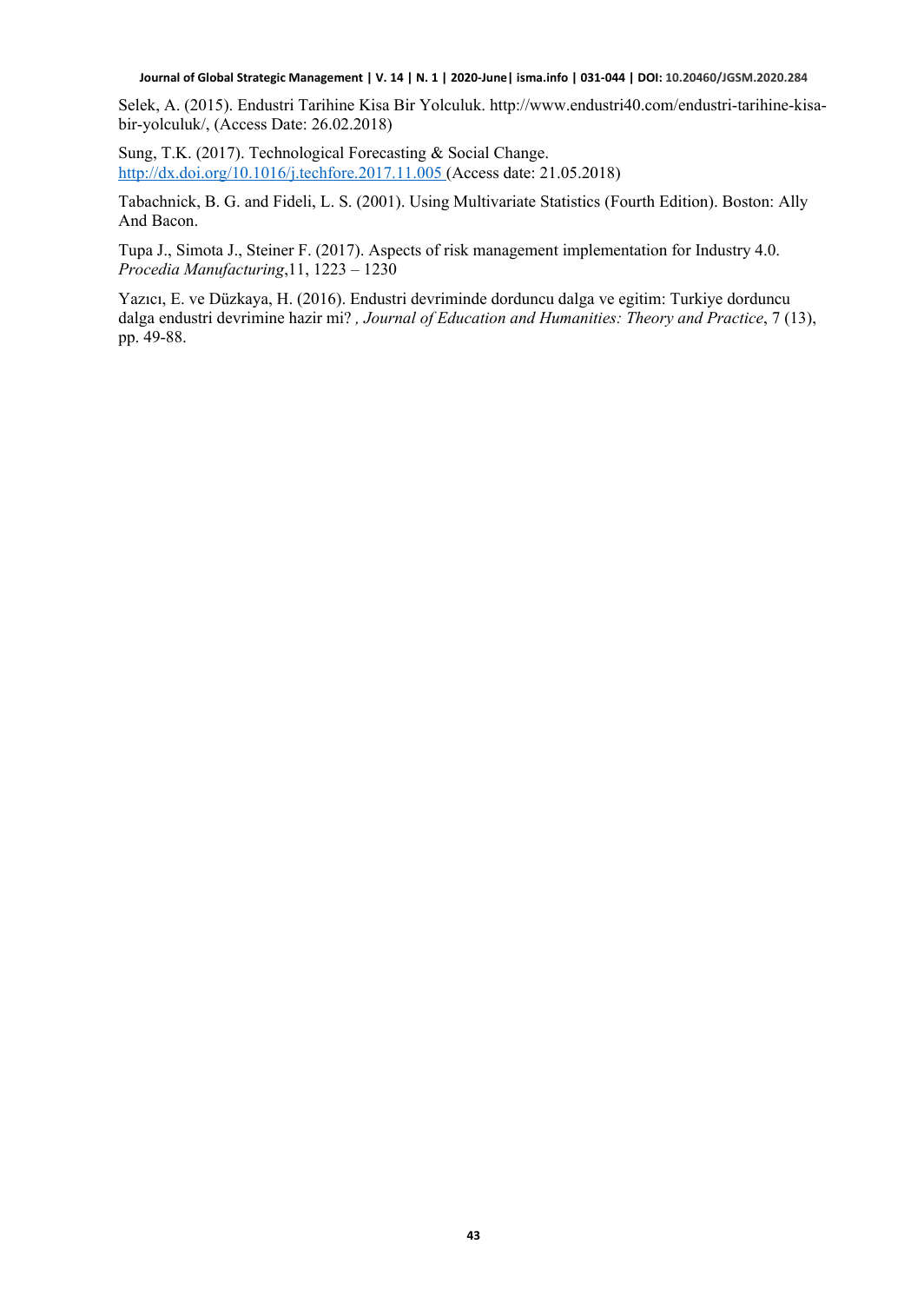Selek, A. (2015). Endustri Tarihine Kisa Bir Yolculuk. http://www.endustri40.com/endustri-tarihine-kisa-bir-yolculuk/, (Access Date: 26.02.2018)

Sung, T.K. (2017). Technological Forecasting & Social Change. http://dx.doi.org/10.1016/j.techfore.2017.11.005 (Access date: 21.05.2018)

Tabachnick, B. G. and Fideli, L. S. (2001). Using Multivariate Statistics (Fourth Edition). Boston: Ally And Bacon.

Tupa J., Simota J., Steiner F. (2017). Aspects of risk management implementation for Industry 4.0. *Procedia Manufacturing*,11, 1223 – 1230

Yazıcı, E. ve Düzkaya, H. (2016). Endustri devriminde dorduncu dalga ve egitim: Turkiye dorduncu dalga endustri devrimine hazir mi? *, Journal of Education and Humanities: Theory and Practice*, 7 (13), pp. 49-88.